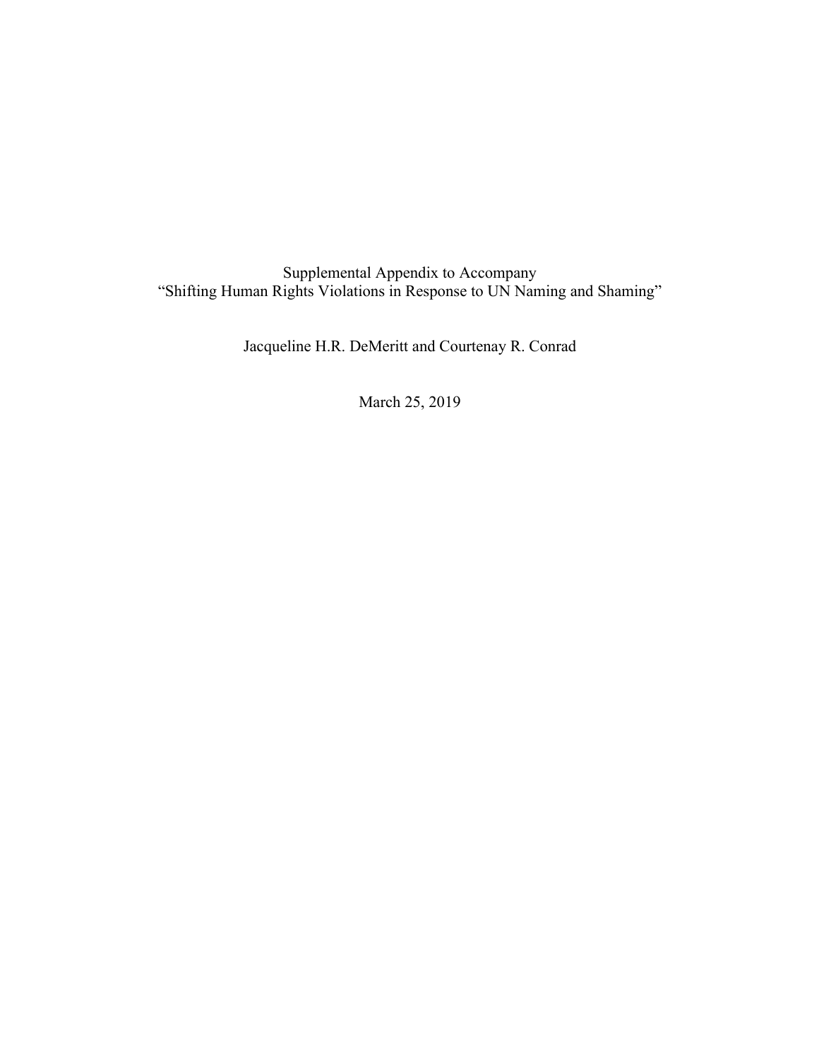Supplemental Appendix to Accompany
"Shifting Human Rights Violations in Response to UN Naming and Shaming"

Jacqueline H.R. DeMeritt and Courtenay R. Conrad

March 25, 2019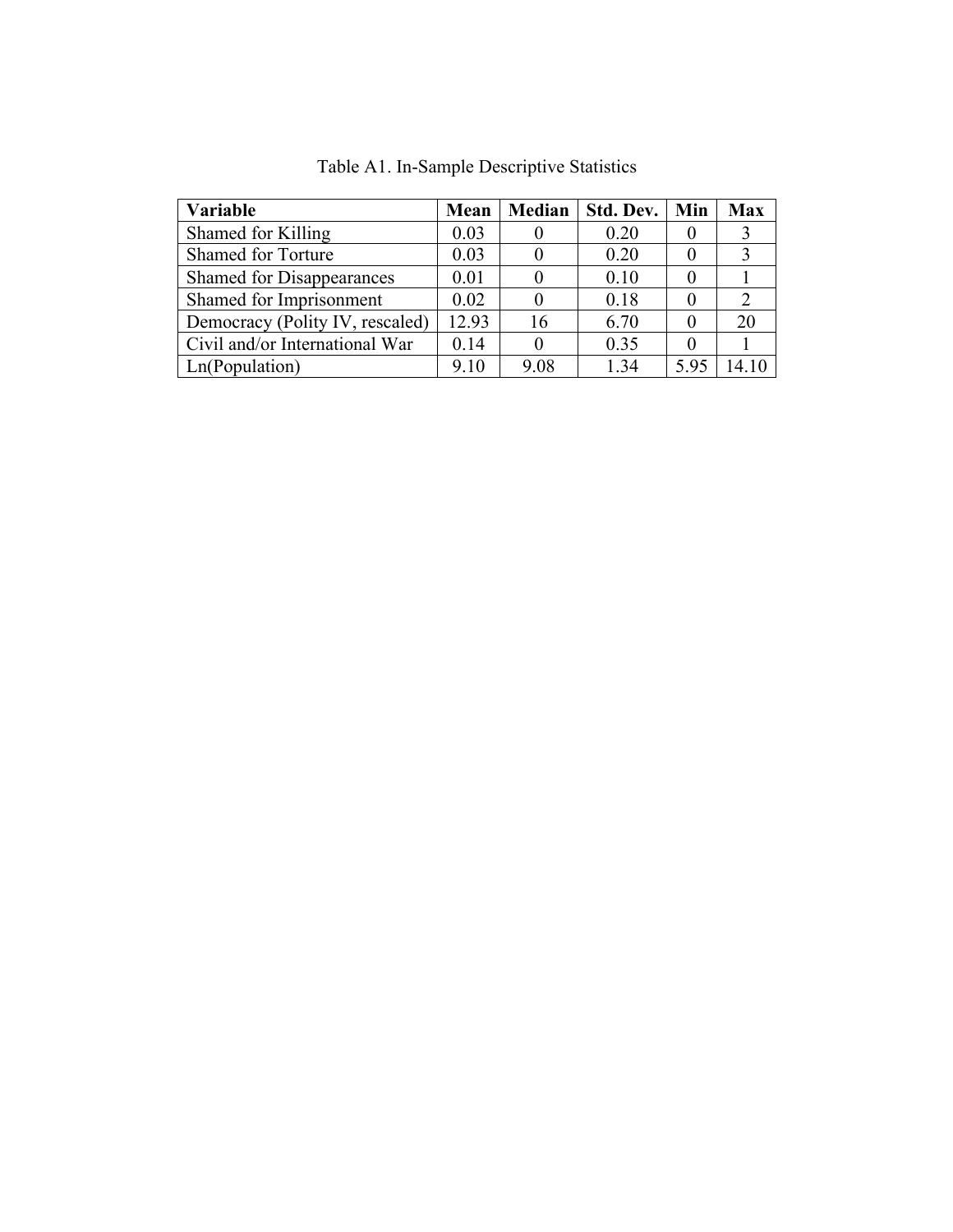Table A1. In-Sample Descriptive Statistics

| **Variable** | **Mean** | **Median** | **Std. Dev.** | **Min** | **Max** |
|---|---|---|---|---|---|
| Shamed for Killing | 0.03 | 0 | 0.20 | 0 | 3 |
| Shamed for Torture | 0.03 | 0 | 0.20 | 0 | 3 |
| Shamed for Disappearances | 0.01 | 0 | 0.10 | 0 | 1 |
| Shamed for Imprisonment | 0.02 | 0 | 0.18 | 0 | 2 |
| Democracy (Polity IV, rescaled) | 12.93 | 16 | 6.70 | 0 | 20 |
| Civil and/or International War | 0.14 | 0 | 0.35 | 0 | 1 |
| Ln(Population) | 9.10 | 9.08 | 1.34 | 5.95 | 14.10 |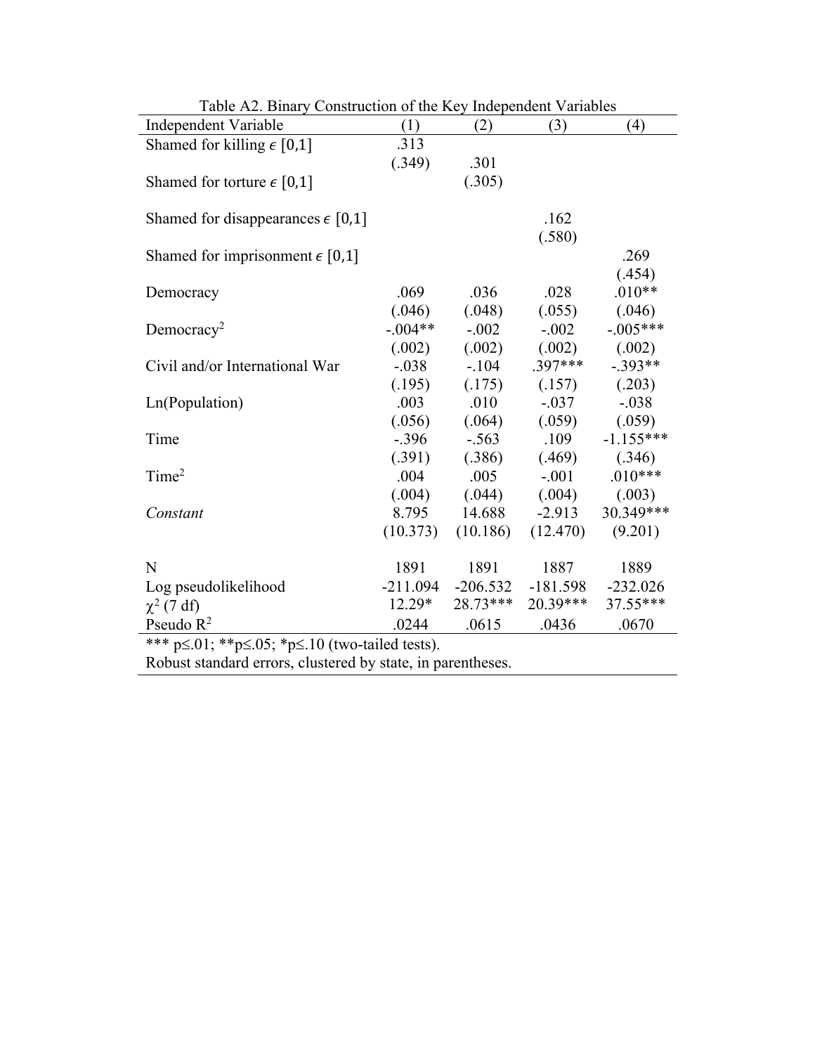Table A2. Binary Construction of the Key Independent Variables

| Independent Variable | (1) | (2) | (3) | (4) |
|---|---|---|---|---|
| Shamed for killing $\epsilon$ [0,1] | .313 | | | |
| | (.349) | .301 | | |
| Shamed for torture $\epsilon$ [0,1] | | (.305) | | |
| Shamed for disappearances $\epsilon$ [0,1] | | | .162 | |
| | | | (.580) | |
| Shamed for imprisonment $\epsilon$ [0,1] | | | | .269 |
| | | | | (.454) |
| Democracy | .069 | .036 | .028 | .010** |
| | (.046) | (.048) | (.055) | (.046) |
| Democracy$^2$ | -.004** | -.002 | -.002 | -.005*** |
| | (.002) | (.002) | (.002) | (.002) |
| Civil and/or International War | -.038 | -.104 | .397*** | -.393** |
| | (.195) | (.175) | (.157) | (.203) |
| Ln(Population) | .003 | .010 | -.037 | -.038 |
| | (.056) | (.064) | (.059) | (.059) |
| Time | -.396 | -.563 | .109 | -1.155*** |
| | (.391) | (.386) | (.469) | (.346) |
| Time$^2$ | .004 | .005 | -.001 | .010*** |
| | (.004) | (.044) | (.004) | (.003) |
| *Constant* | 8.795 | 14.688 | -2.913 | 30.349*** |
| | (10.373) | (10.186) | (12.470) | (9.201) |
| N | 1891 | 1891 | 1887 | 1889 |
| Log pseudolikelihood | -211.094 | -206.532 | -181.598 | -232.026 |
| $\chi^2$ (7 df) | 12.29* | 28.73*** | 20.39*** | 37.55*** |
| Pseudo $R^2$ | .0244 | .0615 | .0436 | .0670 |

*** p≤.01; **p≤.05; *p≤.10 (two-tailed tests).
Robust standard errors, clustered by state, in parentheses.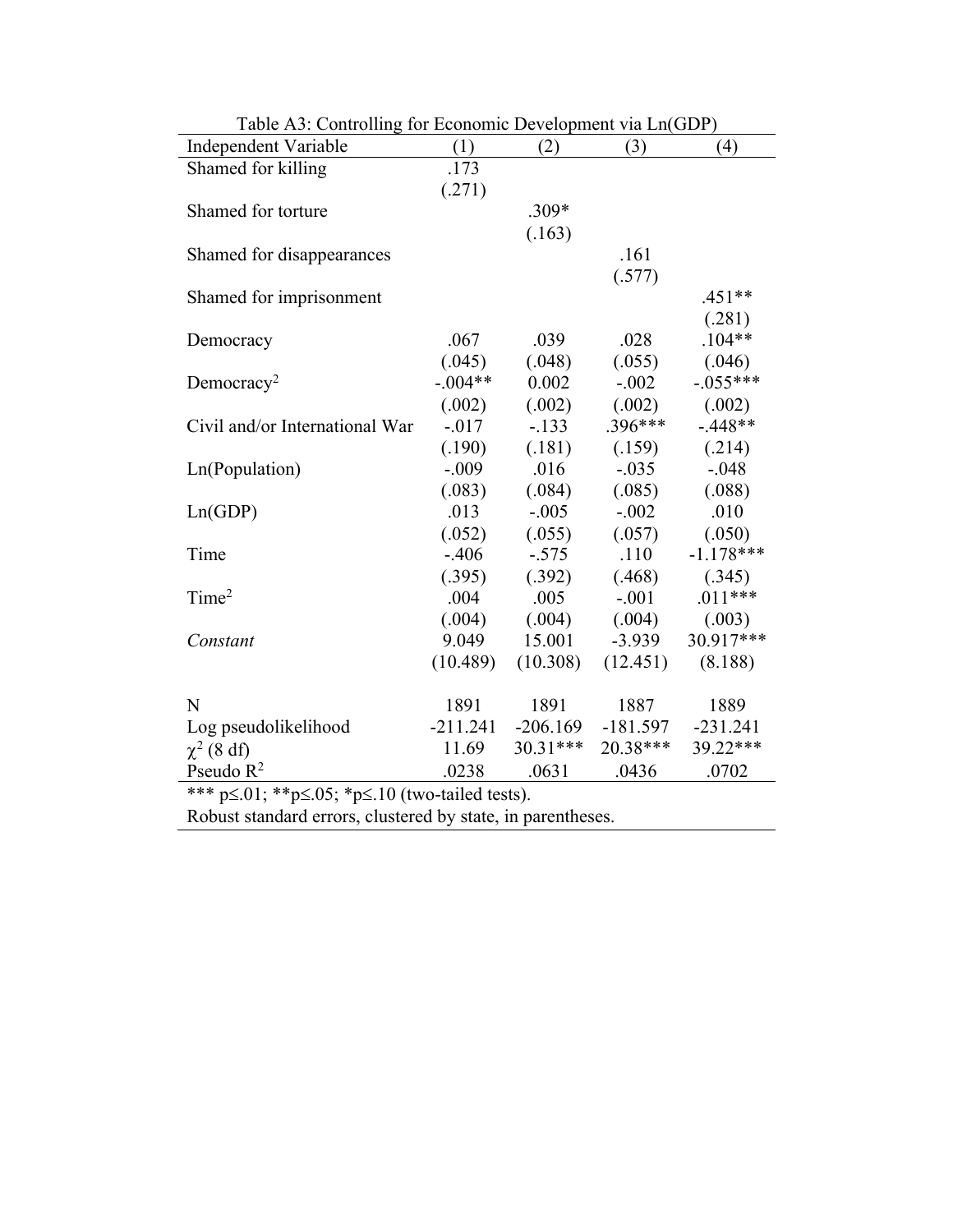Table A3: Controlling for Economic Development via Ln(GDP)

| Independent Variable | (1) | (2) | (3) | (4) |
|---|---|---|---|---|
| Shamed for killing | .173 | | | |
| | (.271) | | | |
| Shamed for torture | | .309* | | |
| | | (.163) | | |
| Shamed for disappearances | | | .161 | |
| | | | (.577) | |
| Shamed for imprisonment | | | | .451** |
| | | | | (.281) |
| Democracy | .067 | .039 | .028 | .104** |
| | (.045) | (.048) | (.055) | (.046) |
| Democracy$^2$ | -.004** | 0.002 | -.002 | -.055*** |
| | (.002) | (.002) | (.002) | (.002) |
| Civil and/or International War | -.017 | -.133 | .396*** | -.448** |
| | (.190) | (.181) | (.159) | (.214) |
| Ln(Population) | -.009 | .016 | -.035 | -.048 |
| | (.083) | (.084) | (.085) | (.088) |
| Ln(GDP) | .013 | -.005 | -.002 | .010 |
| | (.052) | (.055) | (.057) | (.050) |
| Time | -.406 | -.575 | .110 | -1.178*** |
| | (.395) | (.392) | (.468) | (.345) |
| Time$^2$ | .004 | .005 | -.001 | .011*** |
| | (.004) | (.004) | (.004) | (.003) |
| *Constant* | 9.049 | 15.001 | -3.939 | 30.917*** |
| | (10.489) | (10.308) | (12.451) | (8.188) |
| | | | | |
| N | 1891 | 1891 | 1887 | 1889 |
| Log pseudolikelihood | -211.241 | -206.169 | -181.597 | -231.241 |
| $\chi^2$ (8 df) | 11.69 | 30.31*** | 20.38*** | 39.22*** |
| Pseudo $R^2$ | .0238 | .0631 | .0436 | .0702 |

*** p≤.01; **p≤.05; *p≤.10 (two-tailed tests).

Robust standard errors, clustered by state, in parentheses.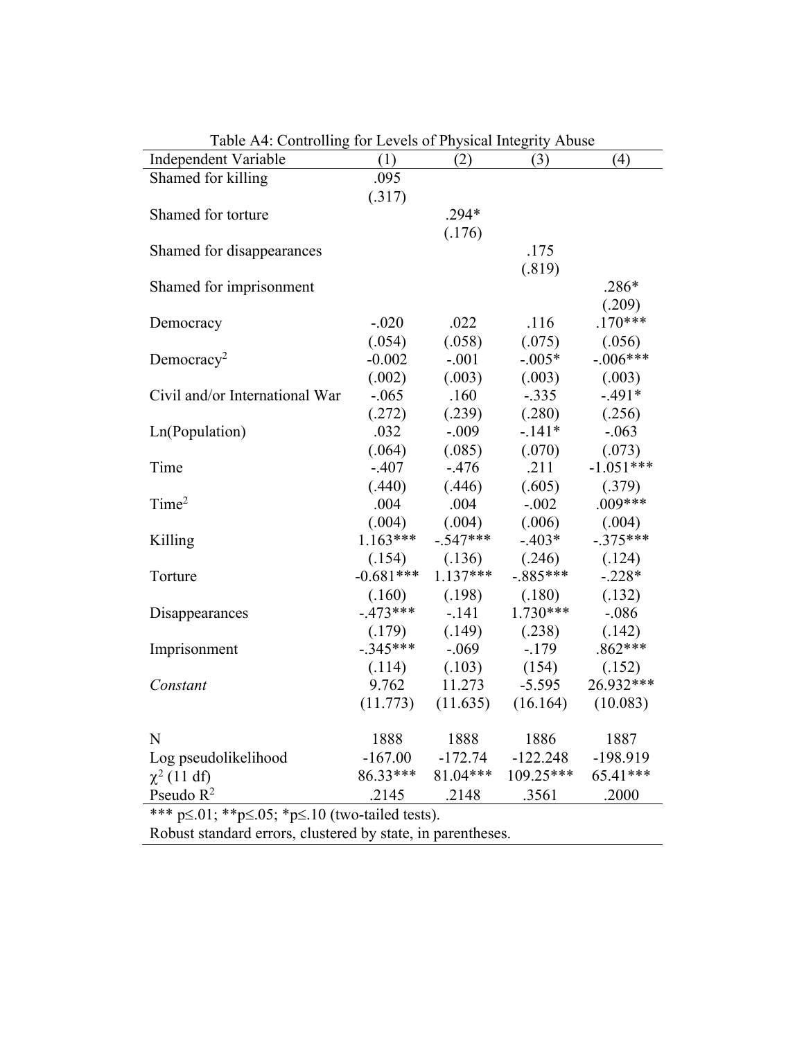Table A4: Controlling for Levels of Physical Integrity Abuse

| Independent Variable | (1) | (2) | (3) | (4) |
|---|---|---|---|---|
| Shamed for killing | .095 | | | |
| | (.317) | | | |
| Shamed for torture | | .294* | | |
| | | (.176) | | |
| Shamed for disappearances | | | .175 | |
| | | | (.819) | |
| Shamed for imprisonment | | | | .286* |
| | | | | (.209) |
| Democracy | -.020 | .022 | .116 | .170*** |
| | (.054) | (.058) | (.075) | (.056) |
| Democracy$^2$ | -0.002 | -.001 | -.005* | -.006*** |
| | (.002) | (.003) | (.003) | (.003) |
| Civil and/or International War | -.065 | .160 | -.335 | -.491* |
| | (.272) | (.239) | (.280) | (.256) |
| Ln(Population) | .032 | -.009 | -.141* | -.063 |
| | (.064) | (.085) | (.070) | (.073) |
| Time | -.407 | -.476 | .211 | -1.051*** |
| | (.440) | (.446) | (.605) | (.379) |
| Time$^2$ | .004 | .004 | -.002 | .009*** |
| | (.004) | (.004) | (.006) | (.004) |
| Killing | 1.163*** | -.547*** | -.403* | -.375*** |
| | (.154) | (.136) | (.246) | (.124) |
| Torture | -0.681*** | 1.137*** | -.885*** | -.228* |
| | (.160) | (.198) | (.180) | (.132) |
| Disappearances | -.473*** | -.141 | 1.730*** | -.086 |
| | (.179) | (.149) | (.238) | (.142) |
| Imprisonment | -.345*** | -.069 | -.179 | .862*** |
| | (.114) | (.103) | (154) | (.152) |
| *Constant* | 9.762 | 11.273 | -5.595 | 26.932*** |
| | (11.773) | (11.635) | (16.164) | (10.083) |
| N | 1888 | 1888 | 1886 | 1887 |
| Log pseudolikelihood | -167.00 | -172.74 | -122.248 | -198.919 |
| $\chi^2$ (11 df) | 86.33*** | 81.04*** | 109.25*** | 65.41*** |
| Pseudo $R^2$ | .2145 | .2148 | .3561 | .2000 |

*** p≤.01; **p≤.05; *p≤.10 (two-tailed tests).

Robust standard errors, clustered by state, in parentheses.